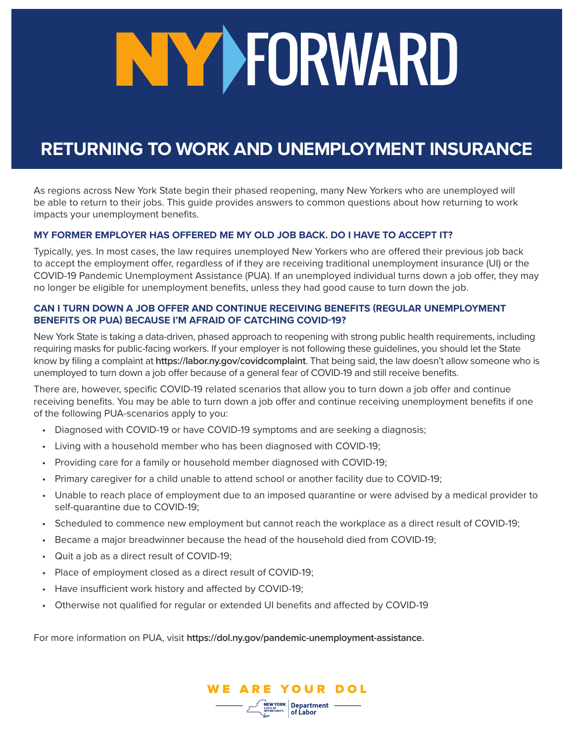# NY FORWARD

## RETURNING TO WORK AND UNEMPLOYMENT INSURANCE

As regions across New York State begin their phased reopening, many New Yorkers who are unemployed will be able to return to their jobs. This guide provides answers to common questions about how returning to work impacts your unemployment benefits.

### MY FORMER EMPLOYER HAS OFFERED ME MY OLD JOB BACK. DO I HAVE TO ACCEPT IT?

Typically, yes. In most cases, the law requires unemployed New Yorkers who are offered their previous job back to accept the employment offer, regardless of if they are receiving traditional unemployment insurance (UI) or the COVID-19 Pandemic Unemployment Assistance (PUA). If an unemployed individual turns down a job offer, they may no longer be eligible for unemployment benefits, unless they had good cause to turn down the job.

### CAN I TURN DOWN A JOB OFFER AND CONTINUE RECEIVING BENEFITS (REGULAR UNEMPLOYMENT BENEFITS OR PUA) BECAUSE I'M AFRAID OF CATCHING COVID-19?

New York State is taking a data-driven, phased approach to reopening with strong public health requirements, including requiring masks for public-facing workers. If your employer is not following these guidelines, you should let the State know by filing a complaint at **https://labor.ny.gov/covidcomplaint**. That being said, the law doesn't allow someone who is unemployed to turn down a job offer because of a general fear of COVID-19 and still receive benefits.

There are, however, specific COVID-19 related scenarios that allow you to turn down a job offer and continue receiving benefits. You may be able to turn down a job offer and continue receiving unemployment benefits if one of the following PUA-scenarios apply to you:

- Diagnosed with COVID-19 or have COVID-19 symptoms and are seeking a diagnosis;
- Living with a household member who has been diagnosed with COVID-19;
- Providing care for a family or household member diagnosed with COVID-19;
- Primary caregiver for a child unable to attend school or another facility due to COVID-19;
- Unable to reach place of employment due to an imposed quarantine or were advised by a medical provider to self-quarantine due to COVID-19;
- Scheduled to commence new employment but cannot reach the workplace as a direct result of COVID-19;
- Became a major breadwinner because the head of the household died from COVID-19;
- Quit a job as a direct result of COVID-19;
- Place of employment closed as a direct result of COVID-19;
- Have insufficient work history and affected by COVID-19;
- Otherwise not qualified for regular or extended UI benefits and affected by COVID-19

For more information on PUA, visit **https://dol.ny.gov/pandemic-unemployment-assistance.**

WE ARE YOUR DOL

NEW YORK STATE OF OPPORTUNITY. | Department of Labor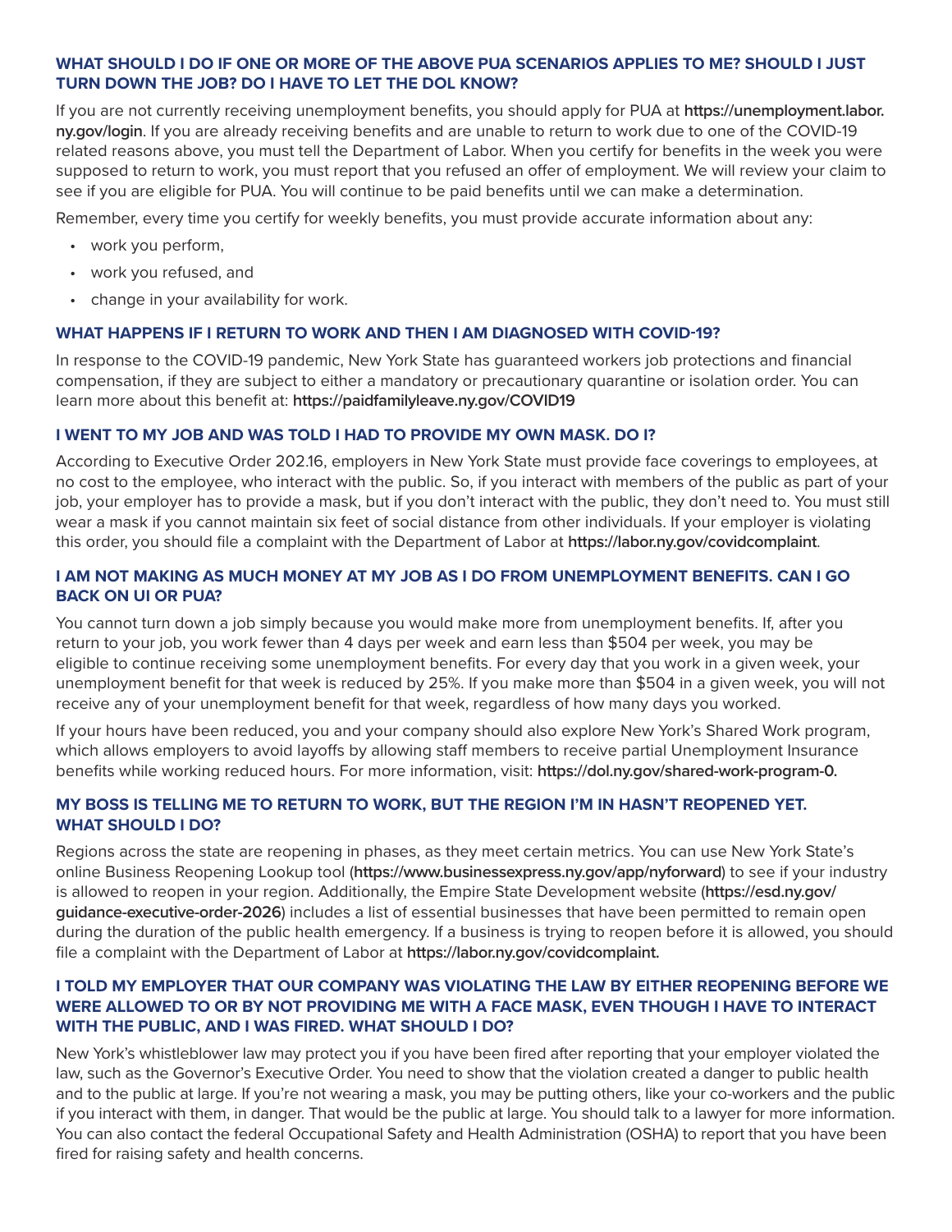### WHAT SHOULD I DO IF ONE OR MORE OF THE ABOVE PUA SCENARIOS APPLIES TO ME? SHOULD I JUST TURN DOWN THE JOB? DO I HAVE TO LET THE DOL KNOW?

If you are not currently receiving unemployment benefits, you should apply for PUA at **https://unemployment.labor.ny.gov/login**. If you are already receiving benefits and are unable to return to work due to one of the COVID-19 related reasons above, you must tell the Department of Labor. When you certify for benefits in the week you were supposed to return to work, you must report that you refused an offer of employment. We will review your claim to see if you are eligible for PUA. You will continue to be paid benefits until we can make a determination.

Remember, every time you certify for weekly benefits, you must provide accurate information about any:

- work you perform,
- work you refused, and
- change in your availability for work.

### WHAT HAPPENS IF I RETURN TO WORK AND THEN I AM DIAGNOSED WITH COVID-19?

In response to the COVID-19 pandemic, New York State has guaranteed workers job protections and financial compensation, if they are subject to either a mandatory or precautionary quarantine or isolation order. You can learn more about this benefit at: **https://paidfamilyleave.ny.gov/COVID19**

### I WENT TO MY JOB AND WAS TOLD I HAD TO PROVIDE MY OWN MASK. DO I?

According to Executive Order 202.16, employers in New York State must provide face coverings to employees, at no cost to the employee, who interact with the public. So, if you interact with members of the public as part of your job, your employer has to provide a mask, but if you don't interact with the public, they don't need to. You must still wear a mask if you cannot maintain six feet of social distance from other individuals. If your employer is violating this order, you should file a complaint with the Department of Labor at **https://labor.ny.gov/covidcomplaint**.

### I AM NOT MAKING AS MUCH MONEY AT MY JOB AS I DO FROM UNEMPLOYMENT BENEFITS. CAN I GO BACK ON UI OR PUA?

You cannot turn down a job simply because you would make more from unemployment benefits. If, after you return to your job, you work fewer than 4 days per week and earn less than $504 per week, you may be eligible to continue receiving some unemployment benefits. For every day that you work in a given week, your unemployment benefit for that week is reduced by 25%. If you make more than $504 in a given week, you will not receive any of your unemployment benefit for that week, regardless of how many days you worked.

If your hours have been reduced, you and your company should also explore New York's Shared Work program, which allows employers to avoid layoffs by allowing staff members to receive partial Unemployment Insurance benefits while working reduced hours. For more information, visit: **https://dol.ny.gov/shared-work-program-0.**

### MY BOSS IS TELLING ME TO RETURN TO WORK, BUT THE REGION I'M IN HASN'T REOPENED YET. WHAT SHOULD I DO?

Regions across the state are reopening in phases, as they meet certain metrics. You can use New York State's online Business Reopening Lookup tool (**https://www.businessexpress.ny.gov/app/nyforward**) to see if your industry is allowed to reopen in your region. Additionally, the Empire State Development website (**https://esd.ny.gov/guidance-executive-order-2026**) includes a list of essential businesses that have been permitted to remain open during the duration of the public health emergency. If a business is trying to reopen before it is allowed, you should file a complaint with the Department of Labor at **https://labor.ny.gov/covidcomplaint.**

### I TOLD MY EMPLOYER THAT OUR COMPANY WAS VIOLATING THE LAW BY EITHER REOPENING BEFORE WE WERE ALLOWED TO OR BY NOT PROVIDING ME WITH A FACE MASK, EVEN THOUGH I HAVE TO INTERACT WITH THE PUBLIC, AND I WAS FIRED. WHAT SHOULD I DO?

New York's whistleblower law may protect you if you have been fired after reporting that your employer violated the law, such as the Governor's Executive Order. You need to show that the violation created a danger to public health and to the public at large. If you're not wearing a mask, you may be putting others, like your co-workers and the public if you interact with them, in danger. That would be the public at large. You should talk to a lawyer for more information. You can also contact the federal Occupational Safety and Health Administration (OSHA) to report that you have been fired for raising safety and health concerns.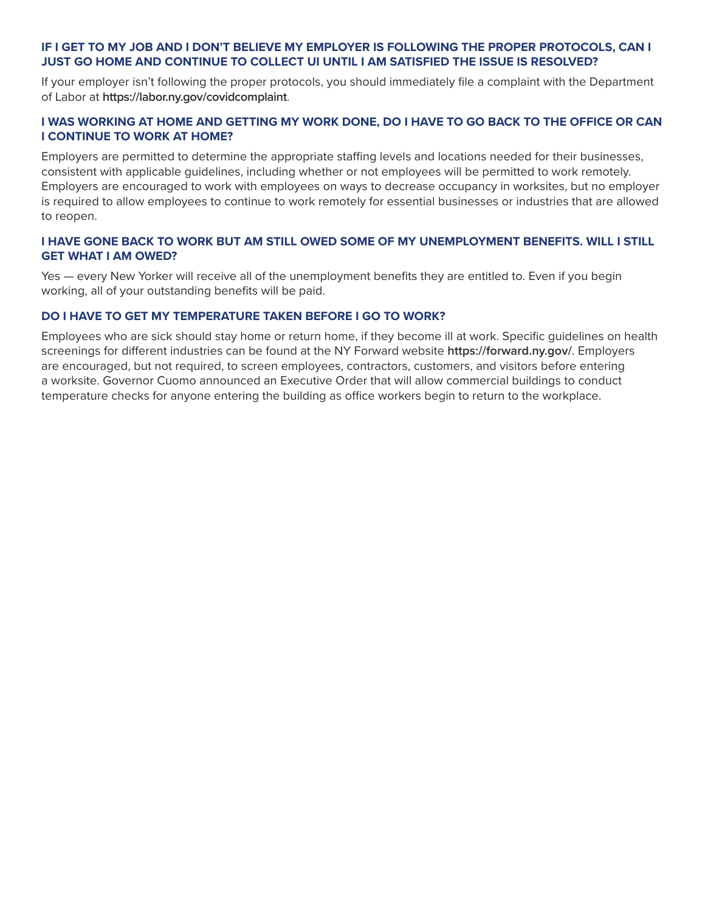### IF I GET TO MY JOB AND I DON'T BELIEVE MY EMPLOYER IS FOLLOWING THE PROPER PROTOCOLS, CAN I JUST GO HOME AND CONTINUE TO COLLECT UI UNTIL I AM SATISFIED THE ISSUE IS RESOLVED?

If your employer isn't following the proper protocols, you should immediately file a complaint with the Department of Labor at **https://labor.ny.gov/covidcomplaint**.

### I WAS WORKING AT HOME AND GETTING MY WORK DONE, DO I HAVE TO GO BACK TO THE OFFICE OR CAN I CONTINUE TO WORK AT HOME?

Employers are permitted to determine the appropriate staffing levels and locations needed for their businesses, consistent with applicable guidelines, including whether or not employees will be permitted to work remotely. Employers are encouraged to work with employees on ways to decrease occupancy in worksites, but no employer is required to allow employees to continue to work remotely for essential businesses or industries that are allowed to reopen.

### I HAVE GONE BACK TO WORK BUT AM STILL OWED SOME OF MY UNEMPLOYMENT BENEFITS. WILL I STILL GET WHAT I AM OWED?

Yes — every New Yorker will receive all of the unemployment benefits they are entitled to. Even if you begin working, all of your outstanding benefits will be paid.

### DO I HAVE TO GET MY TEMPERATURE TAKEN BEFORE I GO TO WORK?

Employees who are sick should stay home or return home, if they become ill at work. Specific guidelines on health screenings for different industries can be found at the NY Forward website **https://forward.ny.gov/**. Employers are encouraged, but not required, to screen employees, contractors, customers, and visitors before entering a worksite. Governor Cuomo announced an Executive Order that will allow commercial buildings to conduct temperature checks for anyone entering the building as office workers begin to return to the workplace.